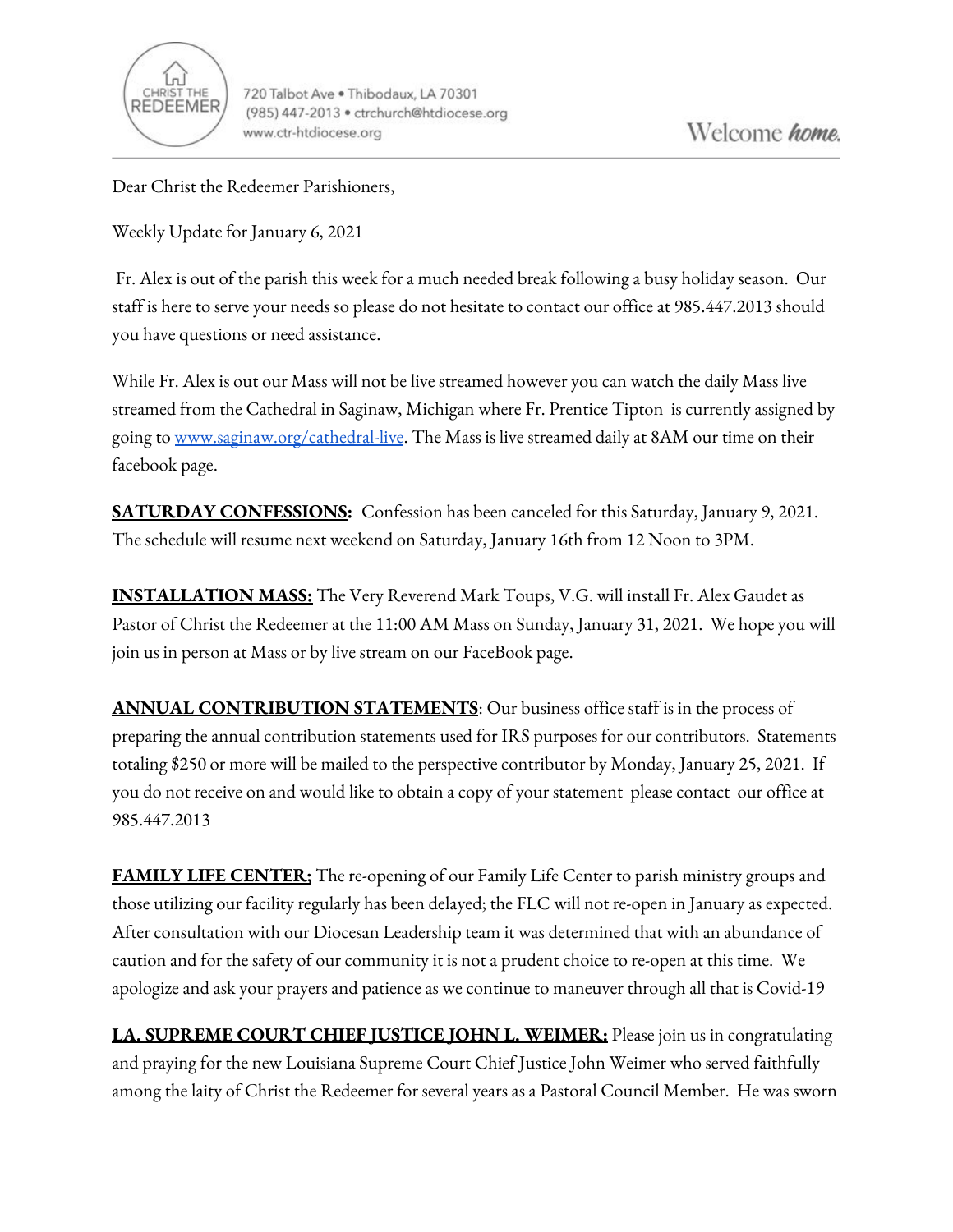CHRIST THE REDEEMER

720 Talbot Ave • Thibodaux, LA 70301
(985) 447-2013 • ctrchurch@htdiocese.org
www.ctr-htdiocese.org

Welcome *home.*

Dear Christ the Redeemer Parishioners,

Weekly Update for January 6, 2021

Fr. Alex is out of the parish this week for a much needed break following a busy holiday season. Our staff is here to serve your needs so please do not hesitate to contact our office at 985.447.2013 should you have questions or need assistance.

While Fr. Alex is out our Mass will not be live streamed however you can watch the daily Mass live streamed from the Cathedral in Saginaw, Michigan where Fr. Prentice Tipton is currently assigned by going to [www.saginaw.org/cathedral-live](www.saginaw.org/cathedral-live). The Mass is live streamed daily at 8AM our time on their facebook page.

**SATURDAY CONFESSIONS:** Confession has been canceled for this Saturday, January 9, 2021. The schedule will resume next weekend on Saturday, January 16th from 12 Noon to 3PM.

**INSTALLATION MASS:** The Very Reverend Mark Toups, V.G. will install Fr. Alex Gaudet as Pastor of Christ the Redeemer at the 11:00 AM Mass on Sunday, January 31, 2021. We hope you will join us in person at Mass or by live stream on our FaceBook page.

**ANNUAL CONTRIBUTION STATEMENTS**: Our business office staff is in the process of preparing the annual contribution statements used for IRS purposes for our contributors. Statements totaling $250 or more will be mailed to the perspective contributor by Monday, January 25, 2021. If you do not receive on and would like to obtain a copy of your statement please contact our office at 985.447.2013

**FAMILY LIFE CENTER;** The re-opening of our Family Life Center to parish ministry groups and those utilizing our facility regularly has been delayed; the FLC will not re-open in January as expected. After consultation with our Diocesan Leadership team it was determined that with an abundance of caution and for the safety of our community it is not a prudent choice to re-open at this time. We apologize and ask your prayers and patience as we continue to maneuver through all that is Covid-19

**LA. SUPREME COURT CHIEF JUSTICE JOHN L. WEIMER;** Please join us in congratulating and praying for the new Louisiana Supreme Court Chief Justice John Weimer who served faithfully among the laity of Christ the Redeemer for several years as a Pastoral Council Member. He was sworn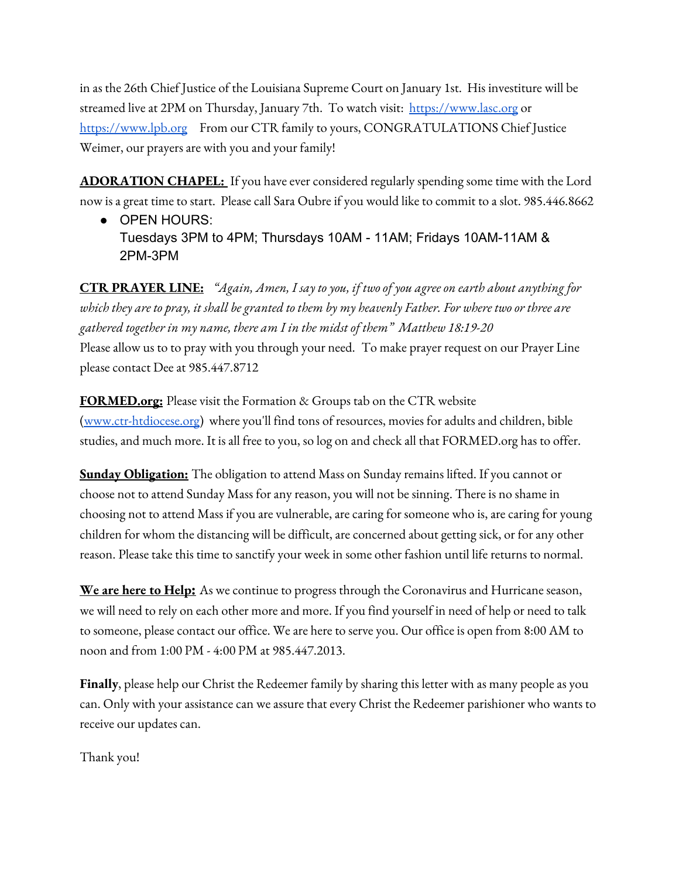in as the 26th Chief Justice of the Louisiana Supreme Court on January 1st. His investiture will be streamed live at 2PM on Thursday, January 7th. To watch visit: https://www.lasc.org or https://www.lpb.org From our CTR family to yours, CONGRATULATIONS Chief Justice Weimer, our prayers are with you and your family!

**ADORATION CHAPEL:** If you have ever considered regularly spending some time with the Lord now is a great time to start. Please call Sara Oubre if you would like to commit to a slot. 985.446.8662

- OPEN HOURS:
  Tuesdays 3PM to 4PM; Thursdays 10AM - 11AM; Fridays 10AM-11AM & 2PM-3PM

**CTR PRAYER LINE:** *"Again, Amen, I say to you, if two of you agree on earth about anything for which they are to pray, it shall be granted to them by my heavenly Father. For where two or three are gathered together in my name, there am I in the midst of them" Matthew 18:19-20*
Please allow us to to pray with you through your need. To make prayer request on our Prayer Line please contact Dee at 985.447.8712

**FORMED.org:** Please visit the Formation & Groups tab on the CTR website (www.ctr-htdiocese.org) where you'll find tons of resources, movies for adults and children, bible studies, and much more. It is all free to you, so log on and check all that FORMED.org has to offer.

**Sunday Obligation:** The obligation to attend Mass on Sunday remains lifted. If you cannot or choose not to attend Sunday Mass for any reason, you will not be sinning. There is no shame in choosing not to attend Mass if you are vulnerable, are caring for someone who is, are caring for young children for whom the distancing will be difficult, are concerned about getting sick, or for any other reason. Please take this time to sanctify your week in some other fashion until life returns to normal.

**We are here to Help:** As we continue to progress through the Coronavirus and Hurricane season, we will need to rely on each other more and more. If you find yourself in need of help or need to talk to someone, please contact our office. We are here to serve you. Our office is open from 8:00 AM to noon and from 1:00 PM - 4:00 PM at 985.447.2013.

**Finally**, please help our Christ the Redeemer family by sharing this letter with as many people as you can. Only with your assistance can we assure that every Christ the Redeemer parishioner who wants to receive our updates can.

Thank you!